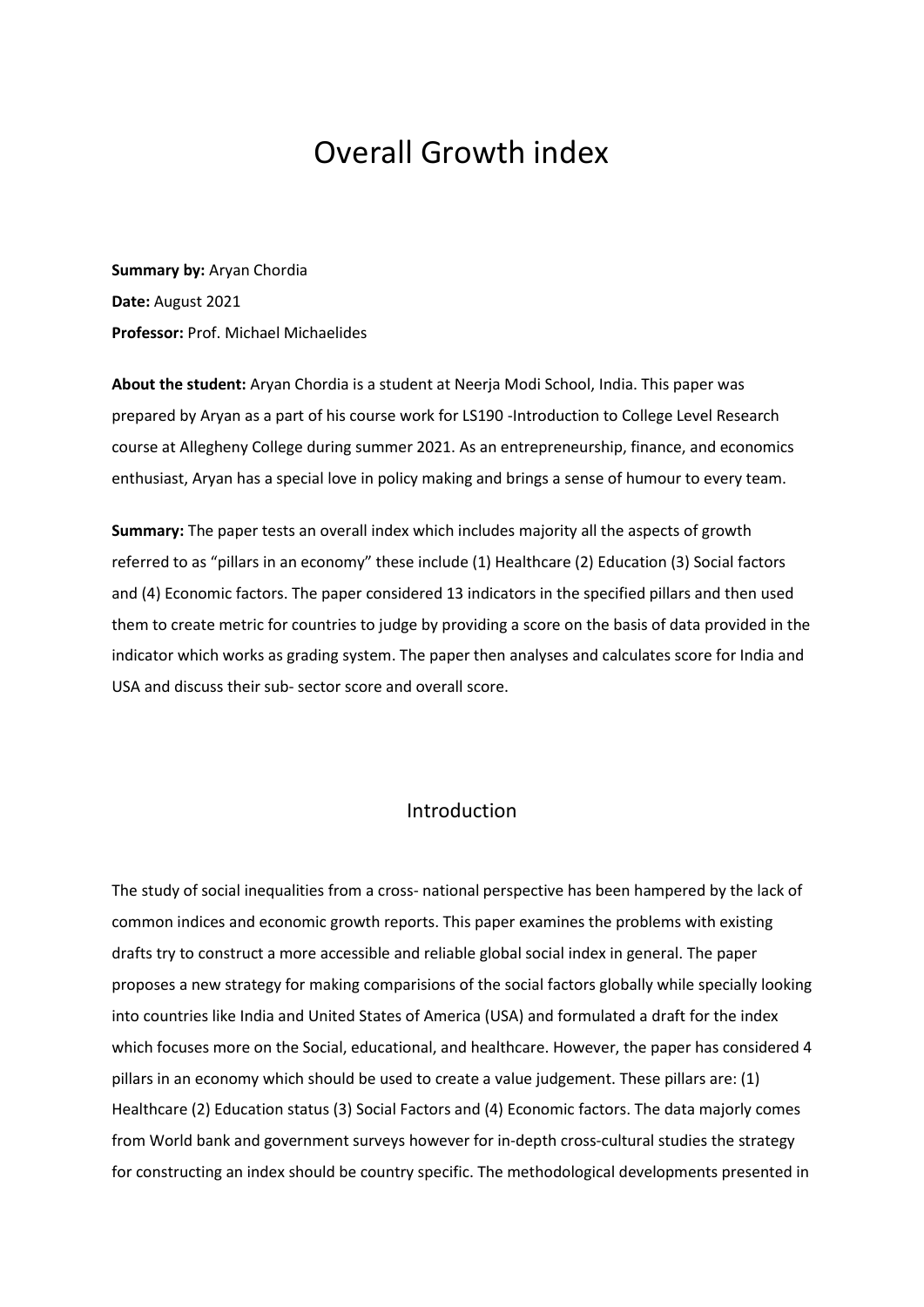# Overall Growth index

**Summary by:** Aryan Chordia

**Date:** August 2021

**Professor:** Prof. Michael Michaelides

**About the student:** Aryan Chordia is a student at Neerja Modi School, India. This paper was prepared by Aryan as a part of his course work for LS190 -Introduction to College Level Research course at Allegheny College during summer 2021. As an entrepreneurship, finance, and economics enthusiast, Aryan has a special love in policy making and brings a sense of humour to every team.

**Summary:** The paper tests an overall index which includes majority all the aspects of growth referred to as "pillars in an economy" these include (1) Healthcare (2) Education (3) Social factors and (4) Economic factors. The paper considered 13 indicators in the specified pillars and then used them to create metric for countries to judge by providing a score on the basis of data provided in the indicator which works as grading system. The paper then analyses and calculates score for India and USA and discuss their sub- sector score and overall score.

## Introduction

The study of social inequalities from a cross- national perspective has been hampered by the lack of common indices and economic growth reports. This paper examines the problems with existing drafts try to construct a more accessible and reliable global social index in general. The paper proposes a new strategy for making comparisions of the social factors globally while specially looking into countries like India and United States of America (USA) and formulated a draft for the index which focuses more on the Social, educational, and healthcare. However, the paper has considered 4 pillars in an economy which should be used to create a value judgement. These pillars are: (1) Healthcare (2) Education status (3) Social Factors and (4) Economic factors. The data majorly comes from World bank and government surveys however for in-depth cross-cultural studies the strategy for constructing an index should be country specific. The methodological developments presented in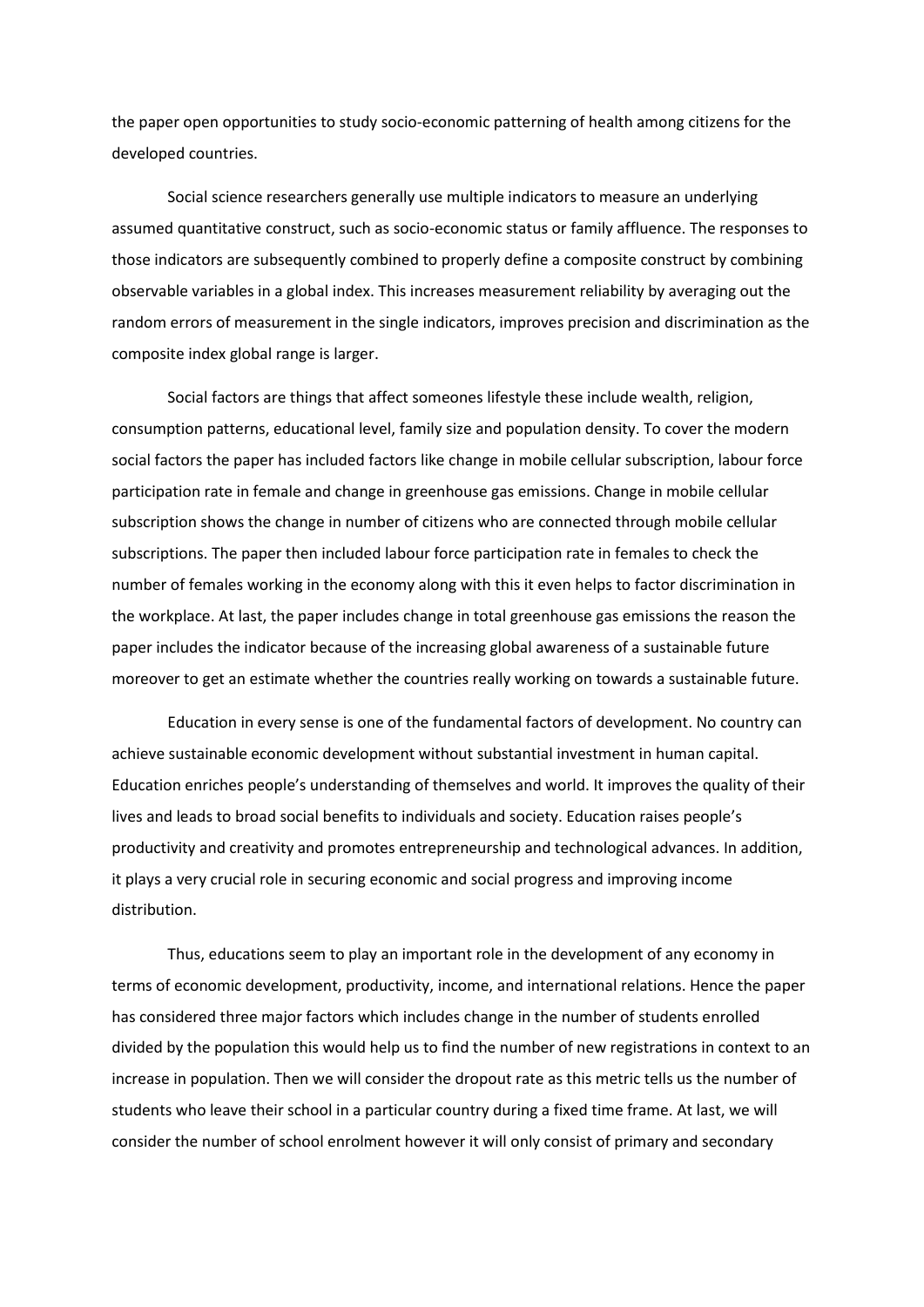the paper open opportunities to study socio-economic patterning of health among citizens for the developed countries.

Social science researchers generally use multiple indicators to measure an underlying assumed quantitative construct, such as socio-economic status or family affluence. The responses to those indicators are subsequently combined to properly define a composite construct by combining observable variables in a global index. This increases measurement reliability by averaging out the random errors of measurement in the single indicators, improves precision and discrimination as the composite index global range is larger.

Social factors are things that affect someones lifestyle these include wealth, religion, consumption patterns, educational level, family size and population density. To cover the modern social factors the paper has included factors like change in mobile cellular subscription, labour force participation rate in female and change in greenhouse gas emissions. Change in mobile cellular subscription shows the change in number of citizens who are connected through mobile cellular subscriptions. The paper then included labour force participation rate in females to check the number of females working in the economy along with this it even helps to factor discrimination in the workplace. At last, the paper includes change in total greenhouse gas emissions the reason the paper includes the indicator because of the increasing global awareness of a sustainable future moreover to get an estimate whether the countries really working on towards a sustainable future.

Education in every sense is one of the fundamental factors of development. No country can achieve sustainable economic development without substantial investment in human capital. Education enriches people's understanding of themselves and world. It improves the quality of their lives and leads to broad social benefits to individuals and society. Education raises people's productivity and creativity and promotes entrepreneurship and technological advances. In addition, it plays a very crucial role in securing economic and social progress and improving income distribution.

Thus, educations seem to play an important role in the development of any economy in terms of economic development, productivity, income, and international relations. Hence the paper has considered three major factors which includes change in the number of students enrolled divided by the population this would help us to find the number of new registrations in context to an increase in population. Then we will consider the dropout rate as this metric tells us the number of students who leave their school in a particular country during a fixed time frame. At last, we will consider the number of school enrolment however it will only consist of primary and secondary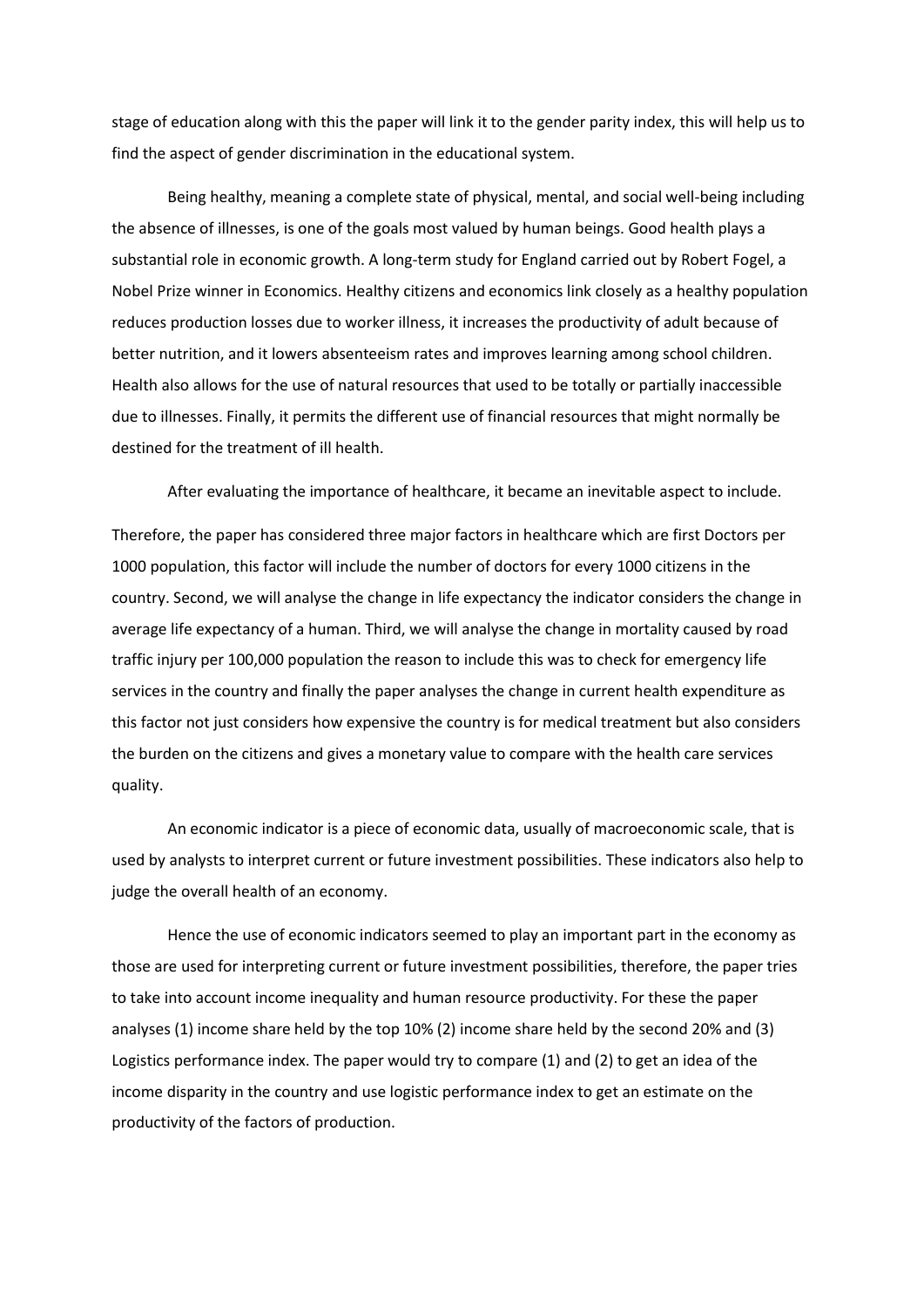stage of education along with this the paper will link it to the gender parity index, this will help us to find the aspect of gender discrimination in the educational system.

Being healthy, meaning a complete state of physical, mental, and social well-being including the absence of illnesses, is one of the goals most valued by human beings. Good health plays a substantial role in economic growth. A long-term study for England carried out by Robert Fogel, a Nobel Prize winner in Economics. Healthy citizens and economics link closely as a healthy population reduces production losses due to worker illness, it increases the productivity of adult because of better nutrition, and it lowers absenteeism rates and improves learning among school children. Health also allows for the use of natural resources that used to be totally or partially inaccessible due to illnesses. Finally, it permits the different use of financial resources that might normally be destined for the treatment of ill health.

After evaluating the importance of healthcare, it became an inevitable aspect to include. Therefore, the paper has considered three major factors in healthcare which are first Doctors per 1000 population, this factor will include the number of doctors for every 1000 citizens in the country. Second, we will analyse the change in life expectancy the indicator considers the change in average life expectancy of a human. Third, we will analyse the change in mortality caused by road traffic injury per 100,000 population the reason to include this was to check for emergency life services in the country and finally the paper analyses the change in current health expenditure as this factor not just considers how expensive the country is for medical treatment but also considers the burden on the citizens and gives a monetary value to compare with the health care services quality.

An economic indicator is a piece of economic data, usually of macroeconomic scale, that is used by analysts to interpret current or future investment possibilities. These indicators also help to judge the overall health of an economy.

Hence the use of economic indicators seemed to play an important part in the economy as those are used for interpreting current or future investment possibilities, therefore, the paper tries to take into account income inequality and human resource productivity. For these the paper analyses (1) income share held by the top 10% (2) income share held by the second 20% and (3) Logistics performance index. The paper would try to compare (1) and (2) to get an idea of the income disparity in the country and use logistic performance index to get an estimate on the productivity of the factors of production.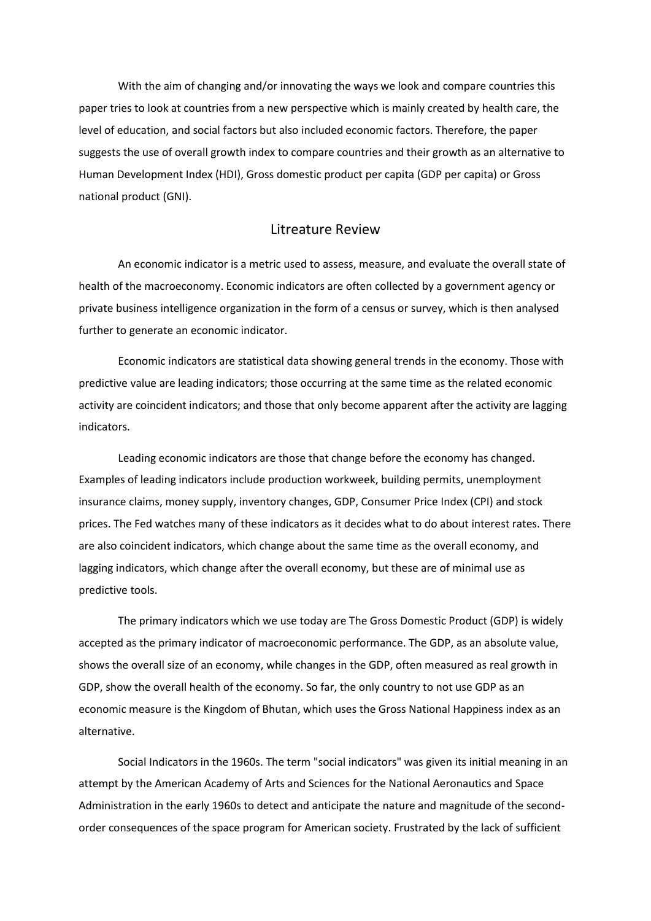With the aim of changing and/or innovating the ways we look and compare countries this paper tries to look at countries from a new perspective which is mainly created by health care, the level of education, and social factors but also included economic factors. Therefore, the paper suggests the use of overall growth index to compare countries and their growth as an alternative to Human Development Index (HDI), Gross domestic product per capita (GDP per capita) or Gross national product (GNI).

## Litreature Review

An economic indicator is a metric used to assess, measure, and evaluate the overall state of health of the macroeconomy. Economic indicators are often collected by a government agency or private business intelligence organization in the form of a census or survey, which is then analysed further to generate an economic indicator.

Economic indicators are statistical data showing general trends in the economy. Those with predictive value are leading indicators; those occurring at the same time as the related economic activity are coincident indicators; and those that only become apparent after the activity are lagging indicators.

Leading economic indicators are those that change before the economy has changed. Examples of leading indicators include production workweek, building permits, unemployment insurance claims, money supply, inventory changes, GDP, Consumer Price Index (CPI) and stock prices. The Fed watches many of these indicators as it decides what to do about interest rates. There are also coincident indicators, which change about the same time as the overall economy, and lagging indicators, which change after the overall economy, but these are of minimal use as predictive tools.

The primary indicators which we use today are The Gross Domestic Product (GDP) is widely accepted as the primary indicator of macroeconomic performance. The GDP, as an absolute value, shows the overall size of an economy, while changes in the GDP, often measured as real growth in GDP, show the overall health of the economy. So far, the only country to not use GDP as an economic measure is the Kingdom of Bhutan, which uses the Gross National Happiness index as an alternative.

Social Indicators in the 1960s. The term "social indicators" was given its initial meaning in an attempt by the American Academy of Arts and Sciences for the National Aeronautics and Space Administration in the early 1960s to detect and anticipate the nature and magnitude of the second-order consequences of the space program for American society. Frustrated by the lack of sufficient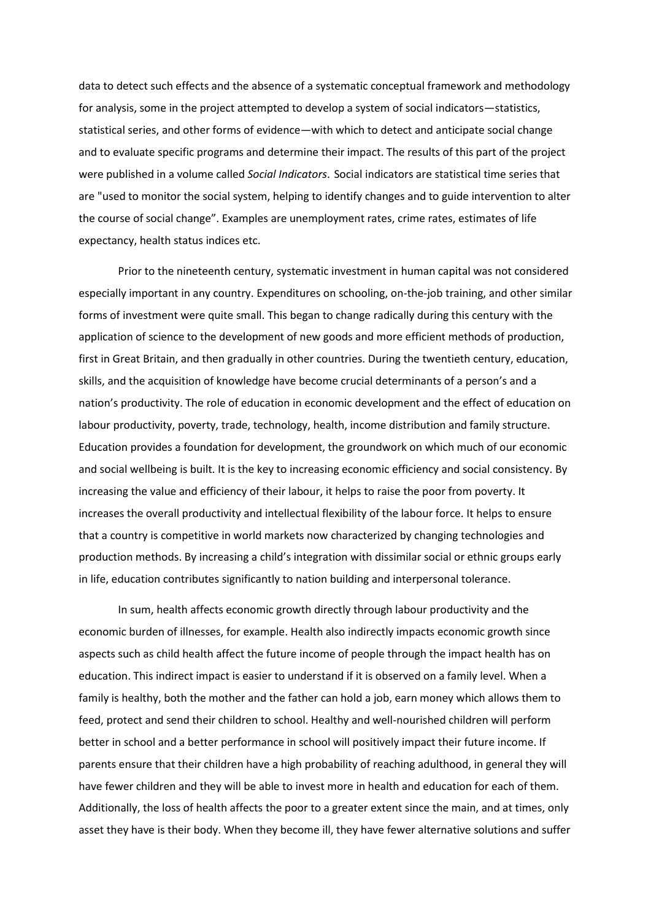data to detect such effects and the absence of a systematic conceptual framework and methodology for analysis, some in the project attempted to develop a system of social indicators—statistics, statistical series, and other forms of evidence—with which to detect and anticipate social change and to evaluate specific programs and determine their impact. The results of this part of the project were published in a volume called *Social Indicators*. Social indicators are statistical time series that are "used to monitor the social system, helping to identify changes and to guide intervention to alter the course of social change". Examples are unemployment rates, crime rates, estimates of life expectancy, health status indices etc.

Prior to the nineteenth century, systematic investment in human capital was not considered especially important in any country. Expenditures on schooling, on-the-job training, and other similar forms of investment were quite small. This began to change radically during this century with the application of science to the development of new goods and more efficient methods of production, first in Great Britain, and then gradually in other countries. During the twentieth century, education, skills, and the acquisition of knowledge have become crucial determinants of a person's and a nation's productivity. The role of education in economic development and the effect of education on labour productivity, poverty, trade, technology, health, income distribution and family structure. Education provides a foundation for development, the groundwork on which much of our economic and social wellbeing is built. It is the key to increasing economic efficiency and social consistency. By increasing the value and efficiency of their labour, it helps to raise the poor from poverty. It increases the overall productivity and intellectual flexibility of the labour force. It helps to ensure that a country is competitive in world markets now characterized by changing technologies and production methods. By increasing a child's integration with dissimilar social or ethnic groups early in life, education contributes significantly to nation building and interpersonal tolerance.

In sum, health affects economic growth directly through labour productivity and the economic burden of illnesses, for example. Health also indirectly impacts economic growth since aspects such as child health affect the future income of people through the impact health has on education. This indirect impact is easier to understand if it is observed on a family level. When a family is healthy, both the mother and the father can hold a job, earn money which allows them to feed, protect and send their children to school. Healthy and well-nourished children will perform better in school and a better performance in school will positively impact their future income. If parents ensure that their children have a high probability of reaching adulthood, in general they will have fewer children and they will be able to invest more in health and education for each of them. Additionally, the loss of health affects the poor to a greater extent since the main, and at times, only asset they have is their body. When they become ill, they have fewer alternative solutions and suffer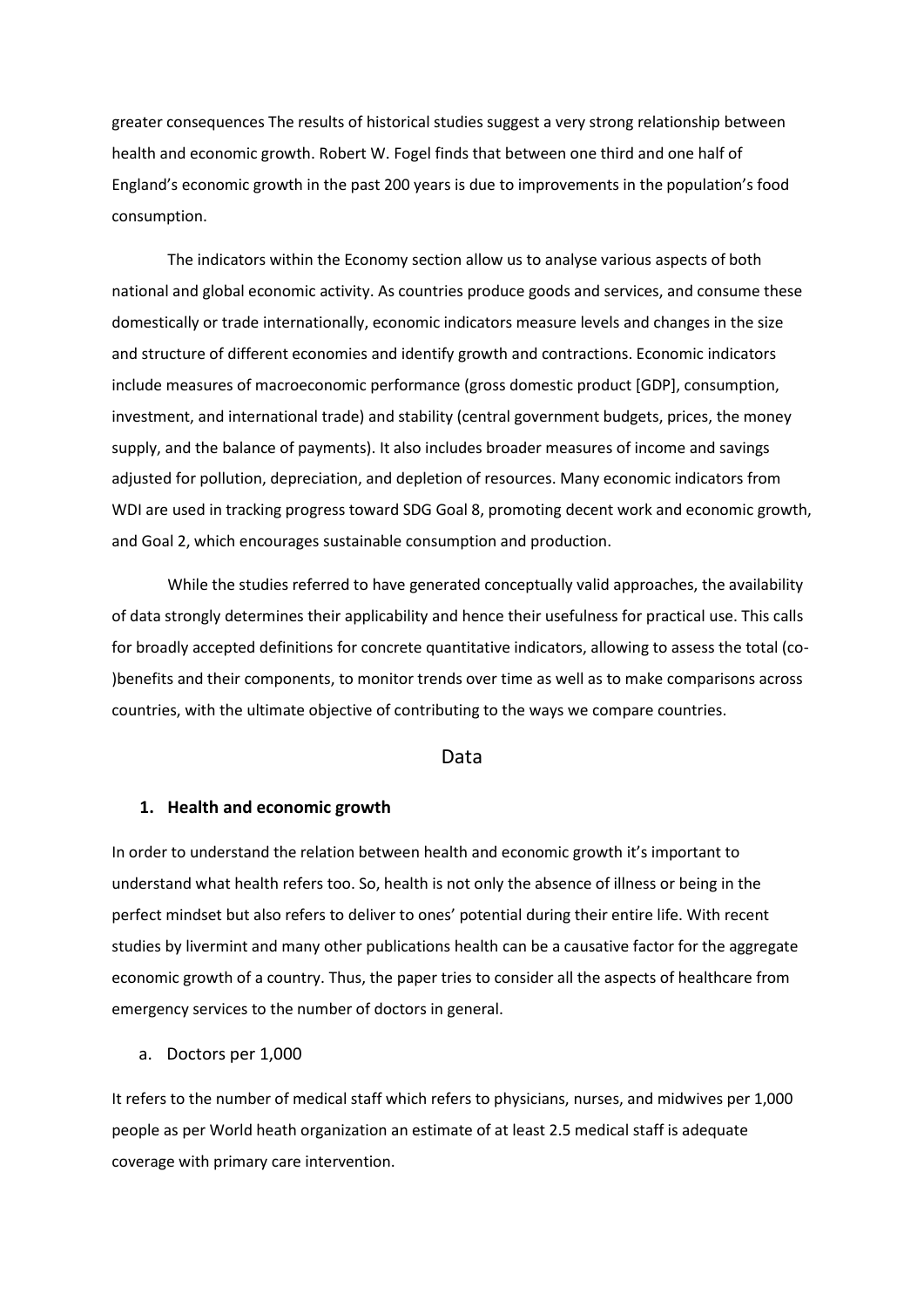greater consequences The results of historical studies suggest a very strong relationship between health and economic growth. Robert W. Fogel finds that between one third and one half of England's economic growth in the past 200 years is due to improvements in the population's food consumption.

The indicators within the Economy section allow us to analyse various aspects of both national and global economic activity. As countries produce goods and services, and consume these domestically or trade internationally, economic indicators measure levels and changes in the size and structure of different economies and identify growth and contractions. Economic indicators include measures of macroeconomic performance (gross domestic product [GDP], consumption, investment, and international trade) and stability (central government budgets, prices, the money supply, and the balance of payments). It also includes broader measures of income and savings adjusted for pollution, depreciation, and depletion of resources. Many economic indicators from WDI are used in tracking progress toward SDG Goal 8, promoting decent work and economic growth, and Goal 2, which encourages sustainable consumption and production.

While the studies referred to have generated conceptually valid approaches, the availability of data strongly determines their applicability and hence their usefulness for practical use. This calls for broadly accepted definitions for concrete quantitative indicators, allowing to assess the total (co-)benefits and their components, to monitor trends over time as well as to make comparisons across countries, with the ultimate objective of contributing to the ways we compare countries.

## Data

### 1. Health and economic growth

In order to understand the relation between health and economic growth it's important to understand what health refers too. So, health is not only the absence of illness or being in the perfect mindset but also refers to deliver to ones' potential during their entire life. With recent studies by livermint and many other publications health can be a causative factor for the aggregate economic growth of a country. Thus, the paper tries to consider all the aspects of healthcare from emergency services to the number of doctors in general.

a. Doctors per 1,000

It refers to the number of medical staff which refers to physicians, nurses, and midwives per 1,000 people as per World heath organization an estimate of at least 2.5 medical staff is adequate coverage with primary care intervention.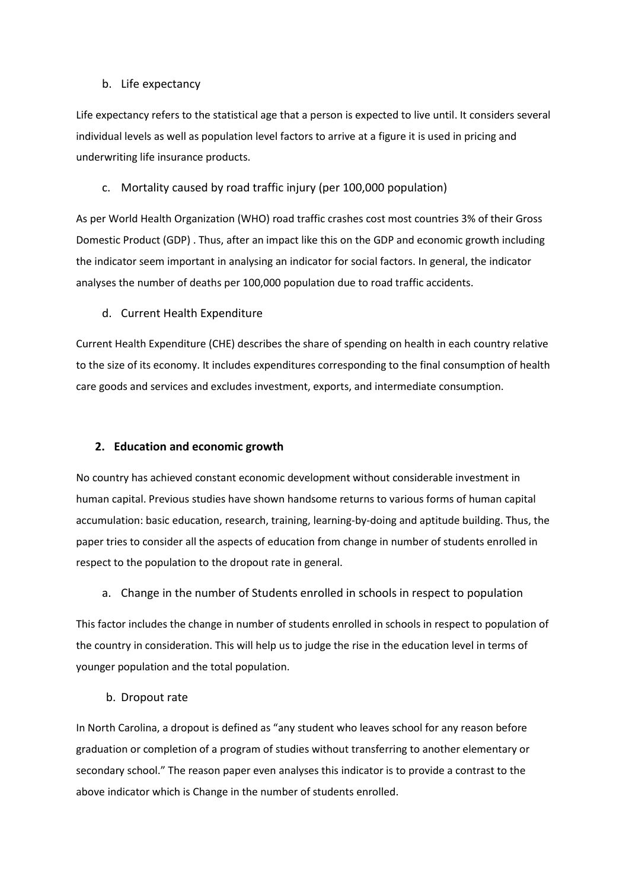b. Life expectancy

Life expectancy refers to the statistical age that a person is expected to live until. It considers several individual levels as well as population level factors to arrive at a figure it is used in pricing and underwriting life insurance products.

c. Mortality caused by road traffic injury (per 100,000 population)

As per World Health Organization (WHO) road traffic crashes cost most countries 3% of their Gross Domestic Product (GDP) . Thus, after an impact like this on the GDP and economic growth including the indicator seem important in analysing an indicator for social factors. In general, the indicator analyses the number of deaths per 100,000 population due to road traffic accidents.

d. Current Health Expenditure

Current Health Expenditure (CHE) describes the share of spending on health in each country relative to the size of its economy. It includes expenditures corresponding to the final consumption of health care goods and services and excludes investment, exports, and intermediate consumption.

## 2. Education and economic growth

No country has achieved constant economic development without considerable investment in human capital. Previous studies have shown handsome returns to various forms of human capital accumulation: basic education, research, training, learning-by-doing and aptitude building. Thus, the paper tries to consider all the aspects of education from change in number of students enrolled in respect to the population to the dropout rate in general.

a. Change in the number of Students enrolled in schools in respect to population

This factor includes the change in number of students enrolled in schools in respect to population of the country in consideration. This will help us to judge the rise in the education level in terms of younger population and the total population.

b. Dropout rate

In North Carolina, a dropout is defined as "any student who leaves school for any reason before graduation or completion of a program of studies without transferring to another elementary or secondary school." The reason paper even analyses this indicator is to provide a contrast to the above indicator which is Change in the number of students enrolled.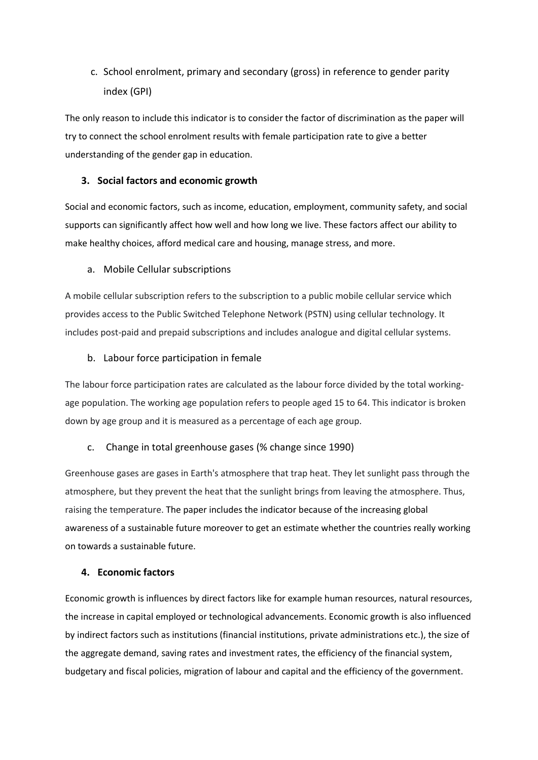### c. School enrolment, primary and secondary (gross) in reference to gender parity index (GPI)

The only reason to include this indicator is to consider the factor of discrimination as the paper will try to connect the school enrolment results with female participation rate to give a better understanding of the gender gap in education.

## 3. Social factors and economic growth

Social and economic factors, such as income, education, employment, community safety, and social supports can significantly affect how well and how long we live. These factors affect our ability to make healthy choices, afford medical care and housing, manage stress, and more.

### a. Mobile Cellular subscriptions

A mobile cellular subscription refers to the subscription to a public mobile cellular service which provides access to the Public Switched Telephone Network (PSTN) using cellular technology. It includes post-paid and prepaid subscriptions and includes analogue and digital cellular systems.

### b. Labour force participation in female

The labour force participation rates are calculated as the labour force divided by the total working-age population. The working age population refers to people aged 15 to 64. This indicator is broken down by age group and it is measured as a percentage of each age group.

### c. Change in total greenhouse gases (% change since 1990)

Greenhouse gases are gases in Earth's atmosphere that trap heat. They let sunlight pass through the atmosphere, but they prevent the heat that the sunlight brings from leaving the atmosphere. Thus, raising the temperature. The paper includes the indicator because of the increasing global awareness of a sustainable future moreover to get an estimate whether the countries really working on towards a sustainable future.

## 4. Economic factors

Economic growth is influences by direct factors like for example human resources, natural resources, the increase in capital employed or technological advancements. Economic growth is also influenced by indirect factors such as institutions (financial institutions, private administrations etc.), the size of the aggregate demand, saving rates and investment rates, the efficiency of the financial system, budgetary and fiscal policies, migration of labour and capital and the efficiency of the government.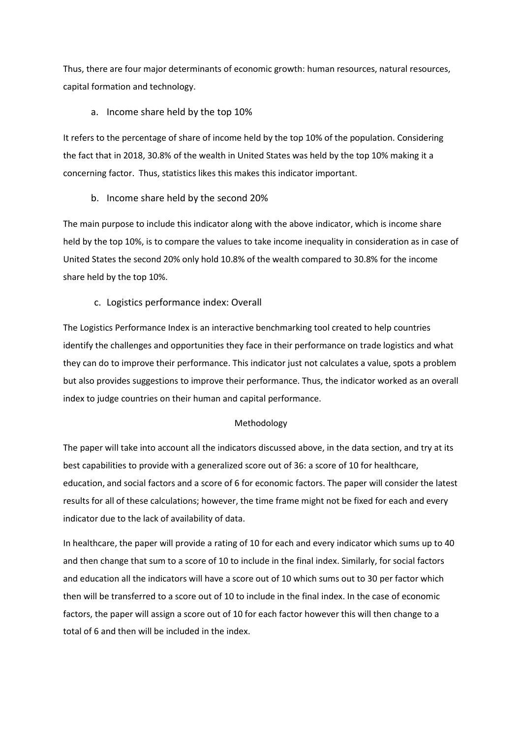Thus, there are four major determinants of economic growth: human resources, natural resources, capital formation and technology.

a. Income share held by the top 10%

It refers to the percentage of share of income held by the top 10% of the population. Considering the fact that in 2018, 30.8% of the wealth in United States was held by the top 10% making it a concerning factor.  Thus, statistics likes this makes this indicator important.

b. Income share held by the second 20%

The main purpose to include this indicator along with the above indicator, which is income share held by the top 10%, is to compare the values to take income inequality in consideration as in case of United States the second 20% only hold 10.8% of the wealth compared to 30.8% for the income share held by the top 10%.

c. Logistics performance index: Overall

The Logistics Performance Index is an interactive benchmarking tool created to help countries identify the challenges and opportunities they face in their performance on trade logistics and what they can do to improve their performance. This indicator just not calculates a value, spots a problem but also provides suggestions to improve their performance. Thus, the indicator worked as an overall index to judge countries on their human and capital performance.

## Methodology

The paper will take into account all the indicators discussed above, in the data section, and try at its best capabilities to provide with a generalized score out of 36: a score of 10 for healthcare, education, and social factors and a score of 6 for economic factors. The paper will consider the latest results for all of these calculations; however, the time frame might not be fixed for each and every indicator due to the lack of availability of data.

In healthcare, the paper will provide a rating of 10 for each and every indicator which sums up to 40 and then change that sum to a score of 10 to include in the final index. Similarly, for social factors and education all the indicators will have a score out of 10 which sums out to 30 per factor which then will be transferred to a score out of 10 to include in the final index. In the case of economic factors, the paper will assign a score out of 10 for each factor however this will then change to a total of 6 and then will be included in the index.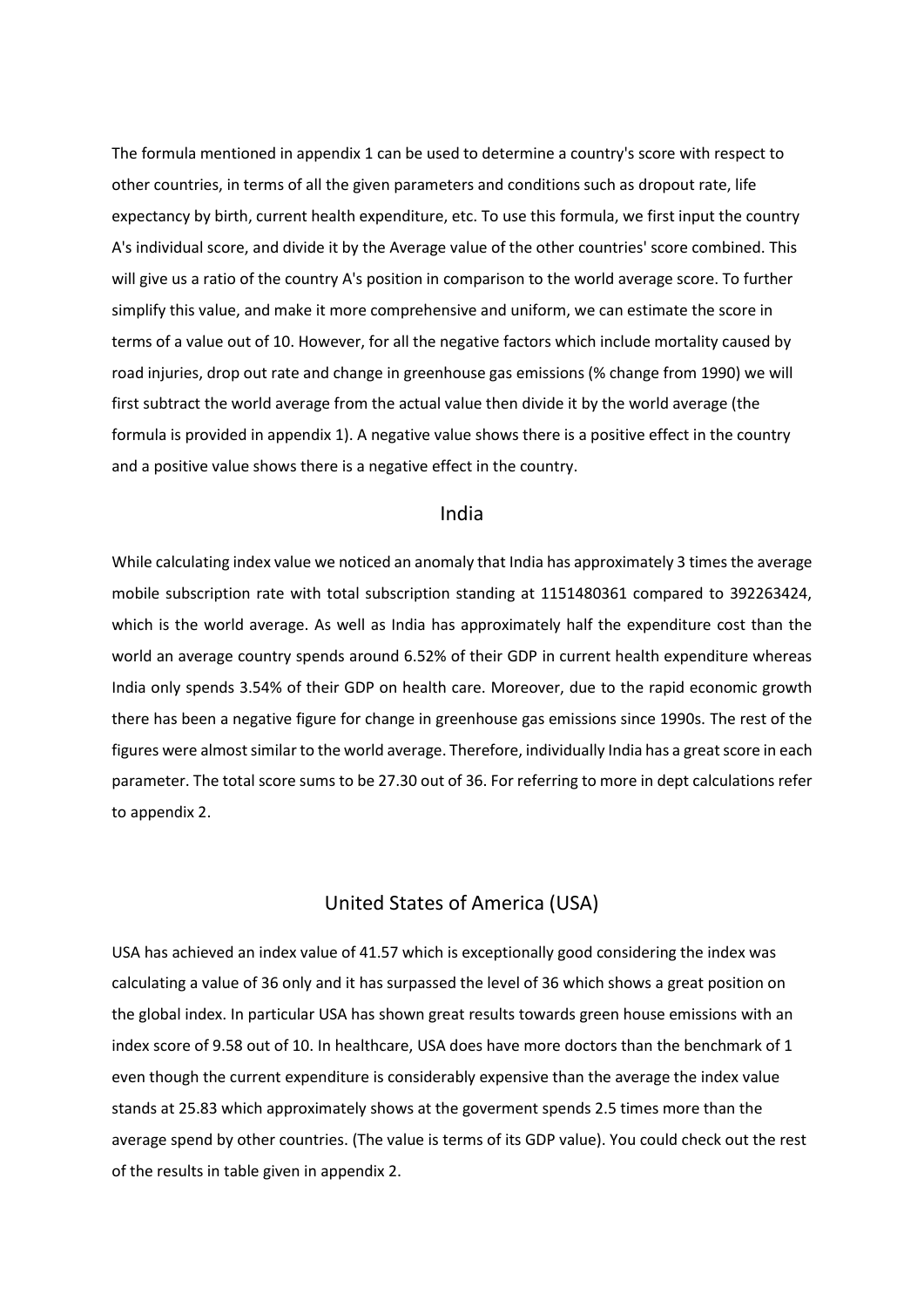The formula mentioned in appendix 1 can be used to determine a country's score with respect to other countries, in terms of all the given parameters and conditions such as dropout rate, life expectancy by birth, current health expenditure, etc. To use this formula, we first input the country A's individual score, and divide it by the Average value of the other countries' score combined. This will give us a ratio of the country A's position in comparison to the world average score. To further simplify this value, and make it more comprehensive and uniform, we can estimate the score in terms of a value out of 10. However, for all the negative factors which include mortality caused by road injuries, drop out rate and change in greenhouse gas emissions (% change from 1990) we will first subtract the world average from the actual value then divide it by the world average (the formula is provided in appendix 1). A negative value shows there is a positive effect in the country and a positive value shows there is a negative effect in the country.

## India

While calculating index value we noticed an anomaly that India has approximately 3 times the average mobile subscription rate with total subscription standing at 1151480361 compared to 392263424, which is the world average. As well as India has approximately half the expenditure cost than the world an average country spends around 6.52% of their GDP in current health expenditure whereas India only spends 3.54% of their GDP on health care. Moreover, due to the rapid economic growth there has been a negative figure for change in greenhouse gas emissions since 1990s. The rest of the figures were almost similar to the world average. Therefore, individually India has a great score in each parameter. The total score sums to be 27.30 out of 36. For referring to more in dept calculations refer to appendix 2.

## United States of America (USA)

USA has achieved an index value of 41.57 which is exceptionally good considering the index was calculating a value of 36 only and it has surpassed the level of 36 which shows a great position on the global index. In particular USA has shown great results towards green house emissions with an index score of 9.58 out of 10. In healthcare, USA does have more doctors than the benchmark of 1 even though the current expenditure is considerably expensive than the average the index value stands at 25.83 which approximately shows at the goverment spends 2.5 times more than the average spend by other countries. (The value is terms of its GDP value). You could check out the rest of the results in table given in appendix 2.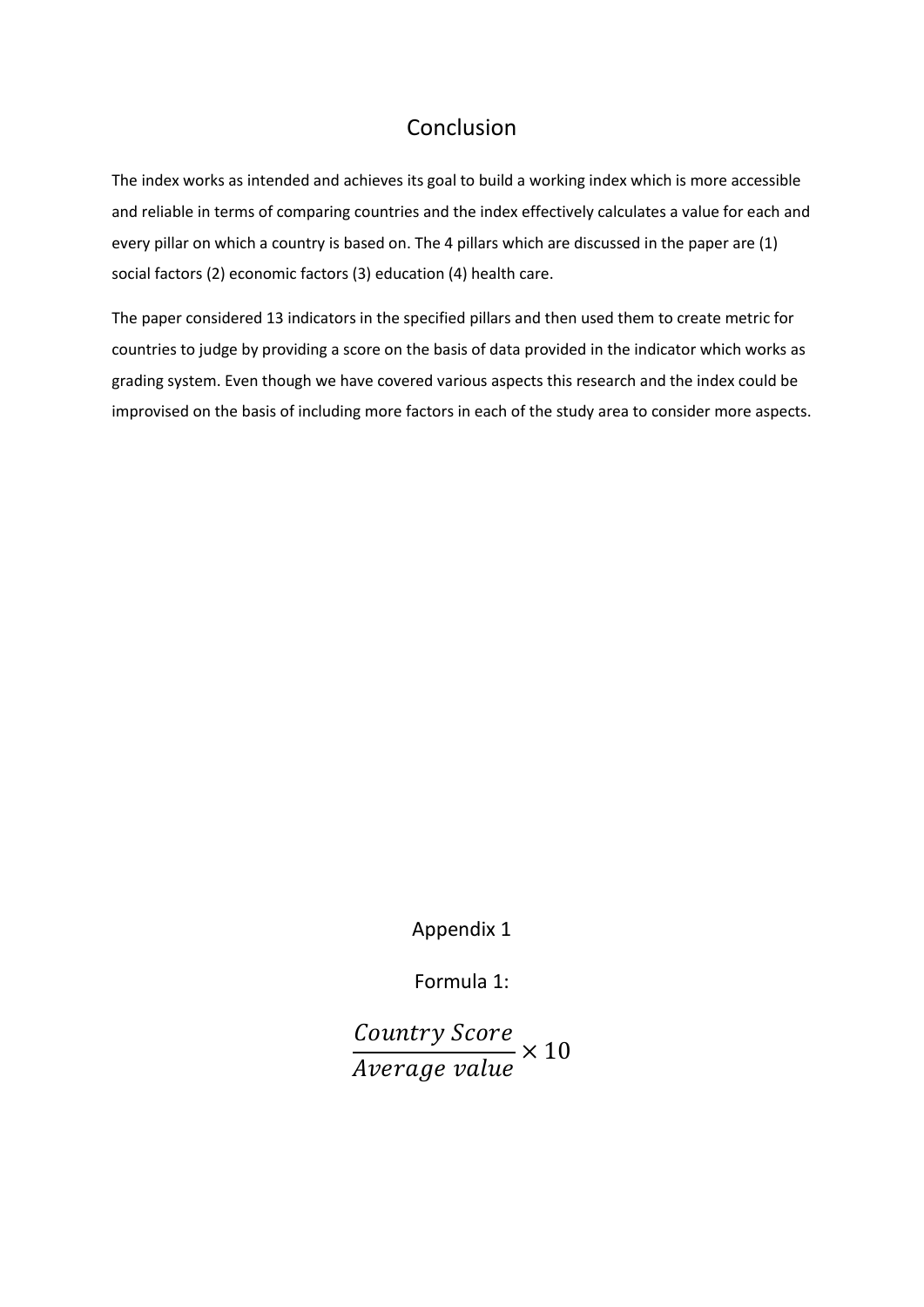# Conclusion

The index works as intended and achieves its goal to build a working index which is more accessible and reliable in terms of comparing countries and the index effectively calculates a value for each and every pillar on which a country is based on. The 4 pillars which are discussed in the paper are (1) social factors (2) economic factors (3) education (4) health care.

The paper considered 13 indicators in the specified pillars and then used them to create metric for countries to judge by providing a score on the basis of data provided in the indicator which works as grading system. Even though we have covered various aspects this research and the index could be improvised on the basis of including more factors in each of the study area to consider more aspects.

# Appendix 1

Formula 1:

$$\frac{Country\ Score}{Average\ value} \times 10$$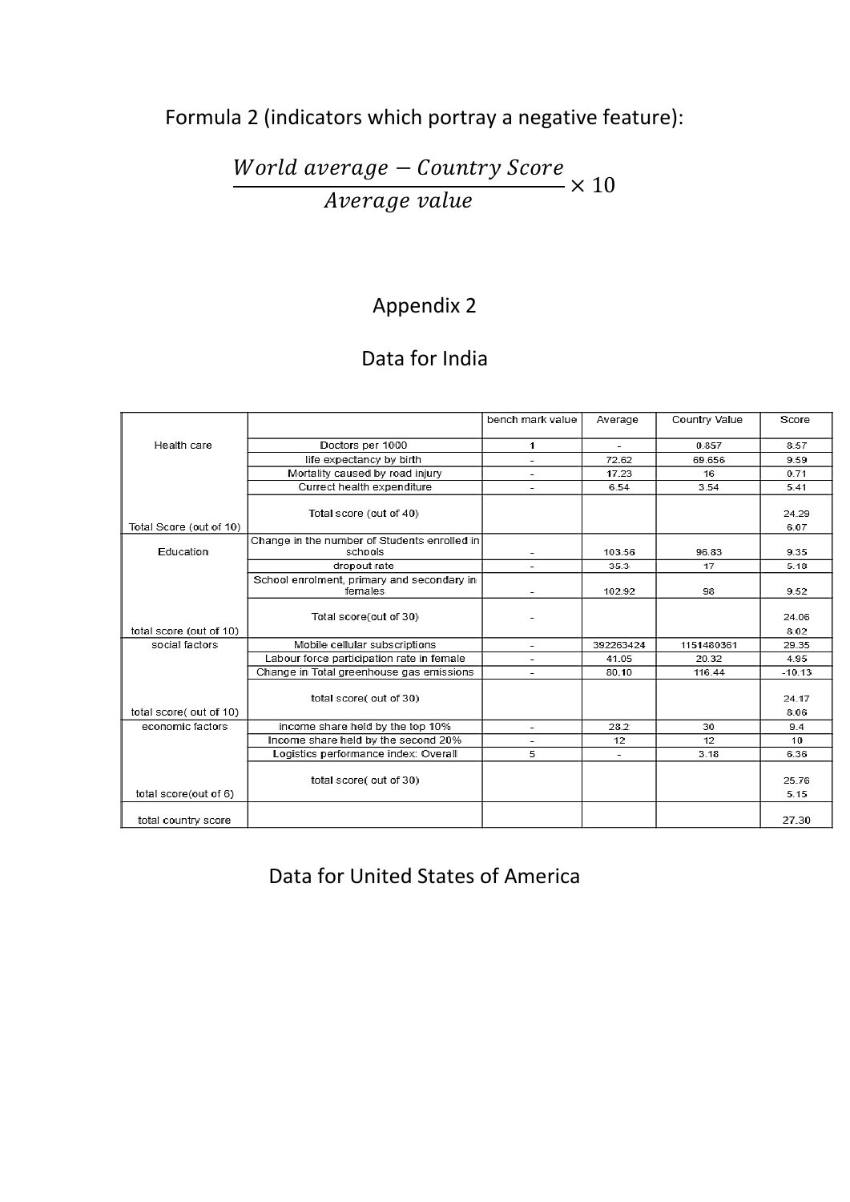Formula 2 (indicators which portray a negative feature):

$$\frac{World\ average - Country\ Score}{Average\ value} \times 10$$

## Appendix 2

### Data for India

| | | bench mark value | Average | Country Value | Score |
|---|---|---|---|---|---|
| Health care | Doctors per 1000 | 1 | - | 0.857 | 8.57 |
| | life expectancy by birth | - | 72.62 | 69.656 | 9.59 |
| | Mortality caused by road injury | - | 17.23 | 16 | 0.71 |
| | Currect health expenditure | - | 6.54 | 3.54 | 5.41 |
| | Total score (out of 40) | | | | 24.29 |
| Total Score (out of 10) | | | | | 6.07 |
| Education | Change in the number of Students enrolled in schools | - | 103.56 | 96.83 | 9.35 |
| | dropout rate | - | 35.3 | 17 | 5.18 |
| | School enrolment, primary and secondary in females | - | 102.92 | 98 | 9.52 |
| | Total score(out of 30) | - | | | 24.06 |
| total score (out of 10) | | | | | 8.02 |
| social factors | Mobile cellular subscriptions | - | 392263424 | 1151480361 | 29.35 |
| | Labour force participation rate in female | - | 41.05 | 20.32 | 4.95 |
| | Change in Total greenhouse gas emissions | - | 80.10 | 116.44 | -10.13 |
| | total score( out of 30) | | | | 24.17 |
| total score( out of 10) | | | | | 8.06 |
| economic factors | income share held by the top 10% | - | 28.2 | 30 | 9.4 |
| | Income share held by the second 20% | - | 12 | 12 | 10 |
| | Logistics performance index: Overall | 5 | - | 3.18 | 6.36 |
| | total score( out of 30) | | | | 25.76 |
| total score(out of 6) | | | | | 5.15 |
| total country score | | | | | 27.30 |

### Data for United States of America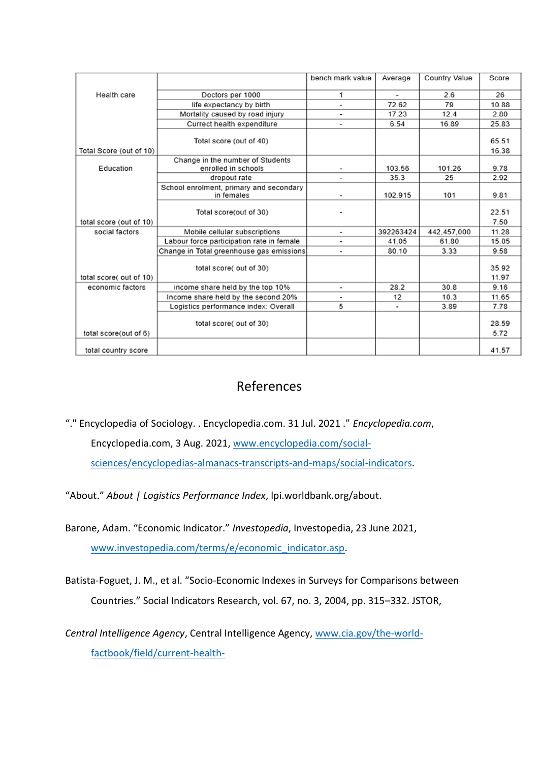| | | bench mark value | Average | Country Value | Score |
|---|---|---|---|---|---|
| Health care | Doctors per 1000 | 1 | - | 2.6 | 26 |
| | life expectancy by birth | - | 72.62 | 79 | 10.88 |
| | Mortality caused by road injury | - | 17.23 | 12.4 | 2.80 |
| | Currect health expenditure | - | 6.54 | 16.89 | 25.83 |
| | Total score (out of 40) | | | | 65.51 |
| Total Score (out of 10) | | | | | 16.38 |
| Education | Change in the number of Students enrolled in schools | - | 103.56 | 101.26 | 9.78 |
| | dropout rate | - | 35.3 | 25 | 2.92 |
| | School enrolment, primary and secondary in females | - | 102.915 | 101 | 9.81 |
| | Total score(out of 30) | - | | | 22.51 |
| total score (out of 10) | | | | | 7.50 |
| social factors | Mobile cellular subscriptions | - | 392263424 | 442,457,000 | 11.28 |
| | Labour force participation rate in female | - | 41.05 | 61.80 | 15.05 |
| | Change in Total greenhouse gas emissions | - | 80.10 | 3.33 | 9.58 |
| | total score( out of 30) | | | | 35.92 |
| total score( out of 10) | | | | | 11.97 |
| economic factors | income share held by the top 10% | - | 28.2 | 30.8 | 9.16 |
| | Income share held by the second 20% | - | 12 | 10.3 | 11.65 |
| | Logistics performance index: Overall | 5 | - | 3.89 | 7.78 |
| | total score( out of 30) | | | | 28.59 |
| total score(out of 6) | | | | | 5.72 |
| total country score | | | | | 41.57 |

# References

“." Encyclopedia of Sociology. . Encyclopedia.com. 31 Jul. 2021 .” *Encyclopedia.com*, Encyclopedia.com, 3 Aug. 2021, www.encyclopedia.com/social-sciences/encyclopedias-almanacs-transcripts-and-maps/social-indicators.

“About.” *About | Logistics Performance Index*, lpi.worldbank.org/about.

Barone, Adam. “Economic Indicator.” *Investopedia*, Investopedia, 23 June 2021, www.investopedia.com/terms/e/economic_indicator.asp.

Batista-Foguet, J. M., et al. “Socio-Economic Indexes in Surveys for Comparisons between Countries.” Social Indicators Research, vol. 67, no. 3, 2004, pp. 315–332. JSTOR,

*Central Intelligence Agency*, Central Intelligence Agency, www.cia.gov/the-world-factbook/field/current-health-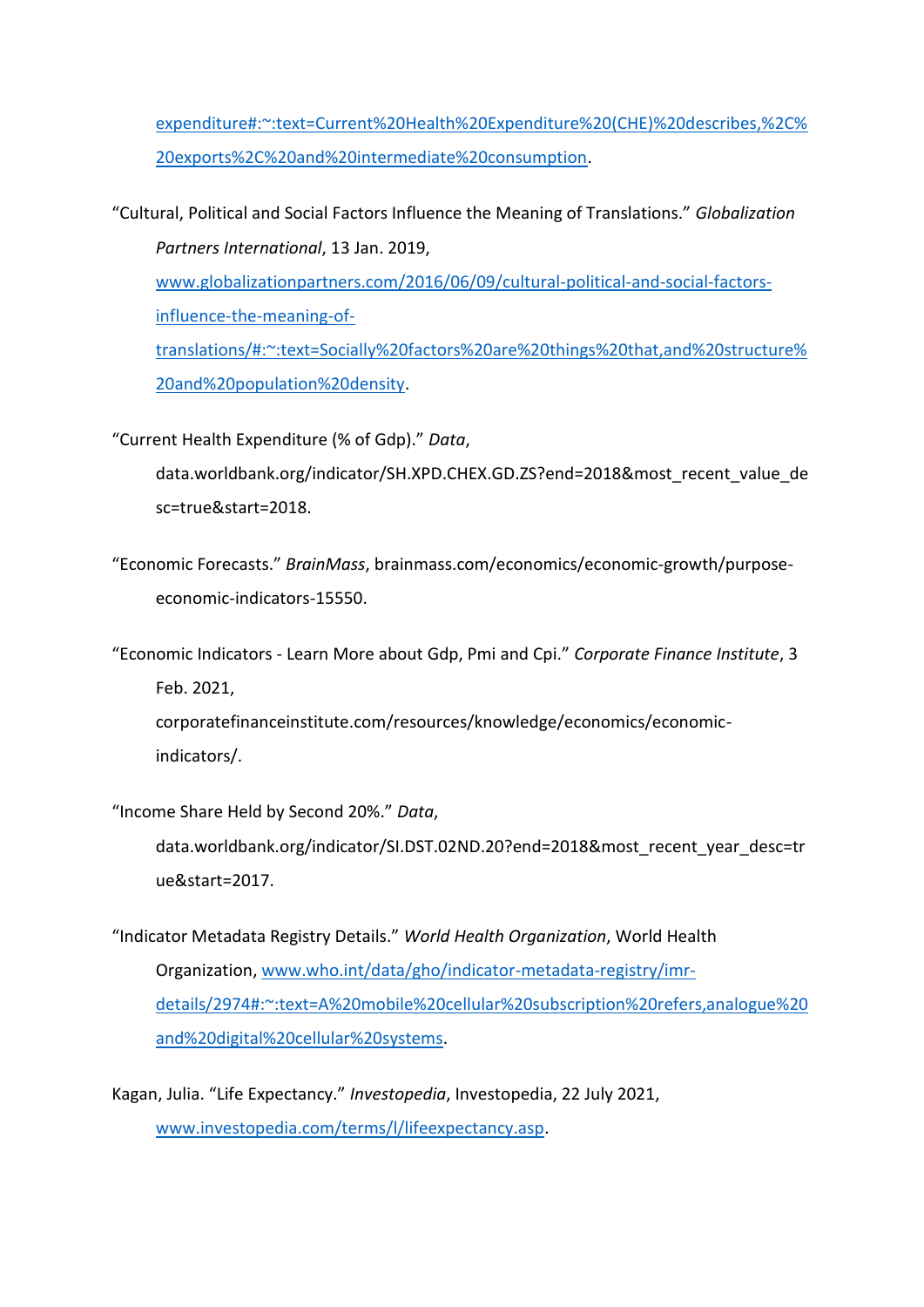expenditure#:~:text=Current%20Health%20Expenditure%20(CHE)%20describes,%2C%20exports%2C%20and%20intermediate%20consumption.

“Cultural, Political and Social Factors Influence the Meaning of Translations.” *Globalization Partners International*, 13 Jan. 2019, www.globalizationpartners.com/2016/06/09/cultural-political-and-social-factors-influence-the-meaning-of-translations/#:~:text=Socially%20factors%20are%20things%20that,and%20structure%20and%20population%20density.

“Current Health Expenditure (% of Gdp).” *Data*, data.worldbank.org/indicator/SH.XPD.CHEX.GD.ZS?end=2018&most_recent_value_desc=true&start=2018.

“Economic Forecasts.” *BrainMass*, brainmass.com/economics/economic-growth/purpose-economic-indicators-15550.

“Economic Indicators - Learn More about Gdp, Pmi and Cpi.” *Corporate Finance Institute*, 3 Feb. 2021, corporatefinanceinstitute.com/resources/knowledge/economics/economic-indicators/.

“Income Share Held by Second 20%.” *Data*, data.worldbank.org/indicator/SI.DST.02ND.20?end=2018&most_recent_year_desc=true&start=2017.

“Indicator Metadata Registry Details.” *World Health Organization*, World Health Organization, www.who.int/data/gho/indicator-metadata-registry/imr-details/2974#:~:text=A%20mobile%20cellular%20subscription%20refers,analogue%20and%20digital%20cellular%20systems.

Kagan, Julia. “Life Expectancy.” *Investopedia*, Investopedia, 22 July 2021, www.investopedia.com/terms/l/lifeexpectancy.asp.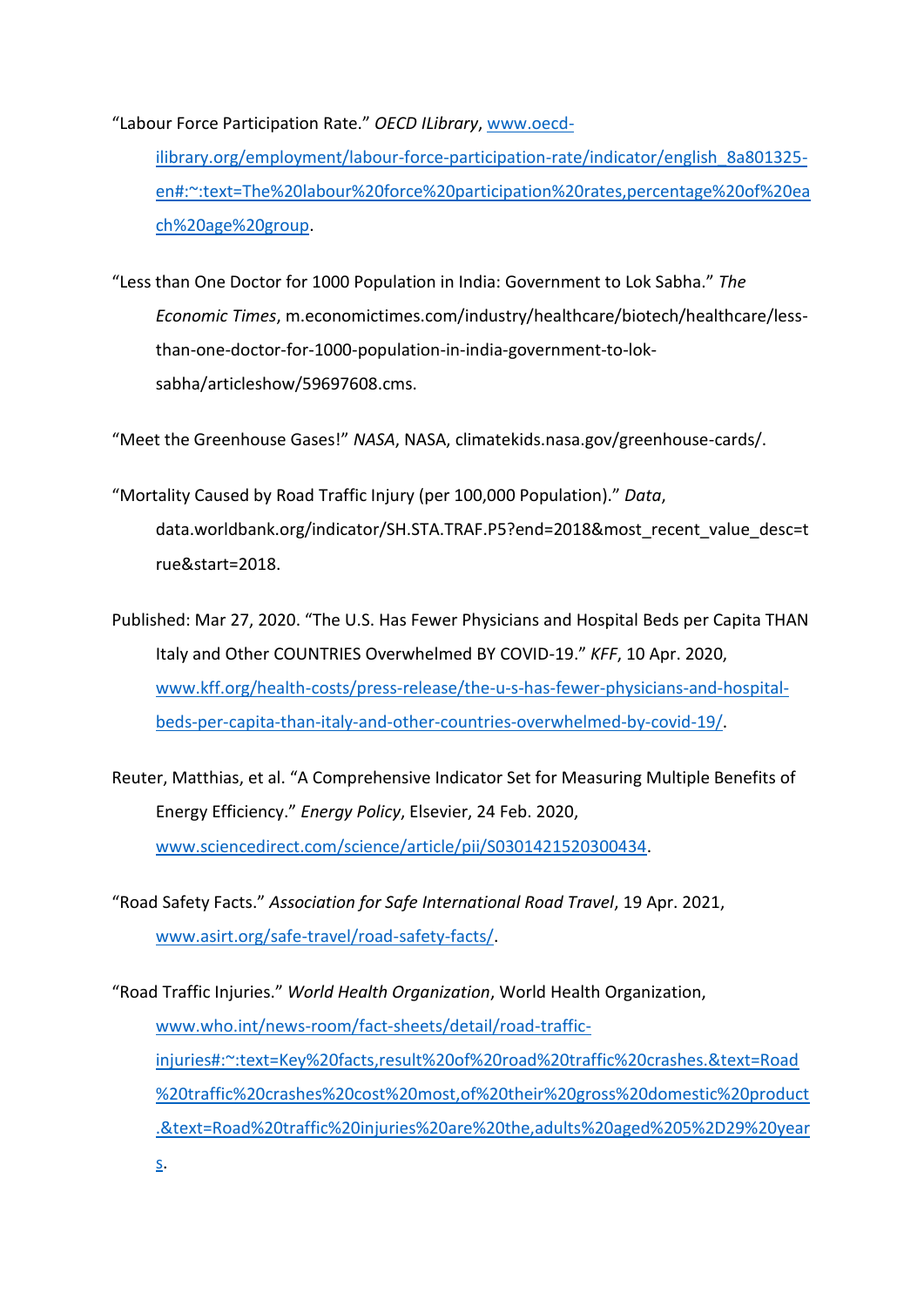"Labour Force Participation Rate." *OECD ILibrary*, www.oecd-ilibrary.org/employment/labour-force-participation-rate/indicator/english_8a801325-en#:~:text=The%20labour%20force%20participation%20rates,percentage%20of%20each%20age%20group.

"Less than One Doctor for 1000 Population in India: Government to Lok Sabha." *The Economic Times*, m.economictimes.com/industry/healthcare/biotech/healthcare/less-than-one-doctor-for-1000-population-in-india-government-to-lok-sabha/articleshow/59697608.cms.

"Meet the Greenhouse Gases!" *NASA*, NASA, climatekids.nasa.gov/greenhouse-cards/.

"Mortality Caused by Road Traffic Injury (per 100,000 Population)." *Data*, data.worldbank.org/indicator/SH.STA.TRAF.P5?end=2018&most_recent_value_desc=true&start=2018.

Published: Mar 27, 2020. "The U.S. Has Fewer Physicians and Hospital Beds per Capita THAN Italy and Other COUNTRIES Overwhelmed BY COVID-19." *KFF*, 10 Apr. 2020, www.kff.org/health-costs/press-release/the-u-s-has-fewer-physicians-and-hospital-beds-per-capita-than-italy-and-other-countries-overwhelmed-by-covid-19/.

Reuter, Matthias, et al. "A Comprehensive Indicator Set for Measuring Multiple Benefits of Energy Efficiency." *Energy Policy*, Elsevier, 24 Feb. 2020, www.sciencedirect.com/science/article/pii/S0301421520300434.

"Road Safety Facts." *Association for Safe International Road Travel*, 19 Apr. 2021, www.asirt.org/safe-travel/road-safety-facts/.

"Road Traffic Injuries." *World Health Organization*, World Health Organization, www.who.int/news-room/fact-sheets/detail/road-traffic-injuries#:~:text=Key%20facts,result%20of%20road%20traffic%20crashes.&text=Road%20traffic%20crashes%20cost%20most,of%20their%20gross%20domestic%20product.&text=Road%20traffic%20injuries%20are%20the,adults%20aged%205%2D29%20years.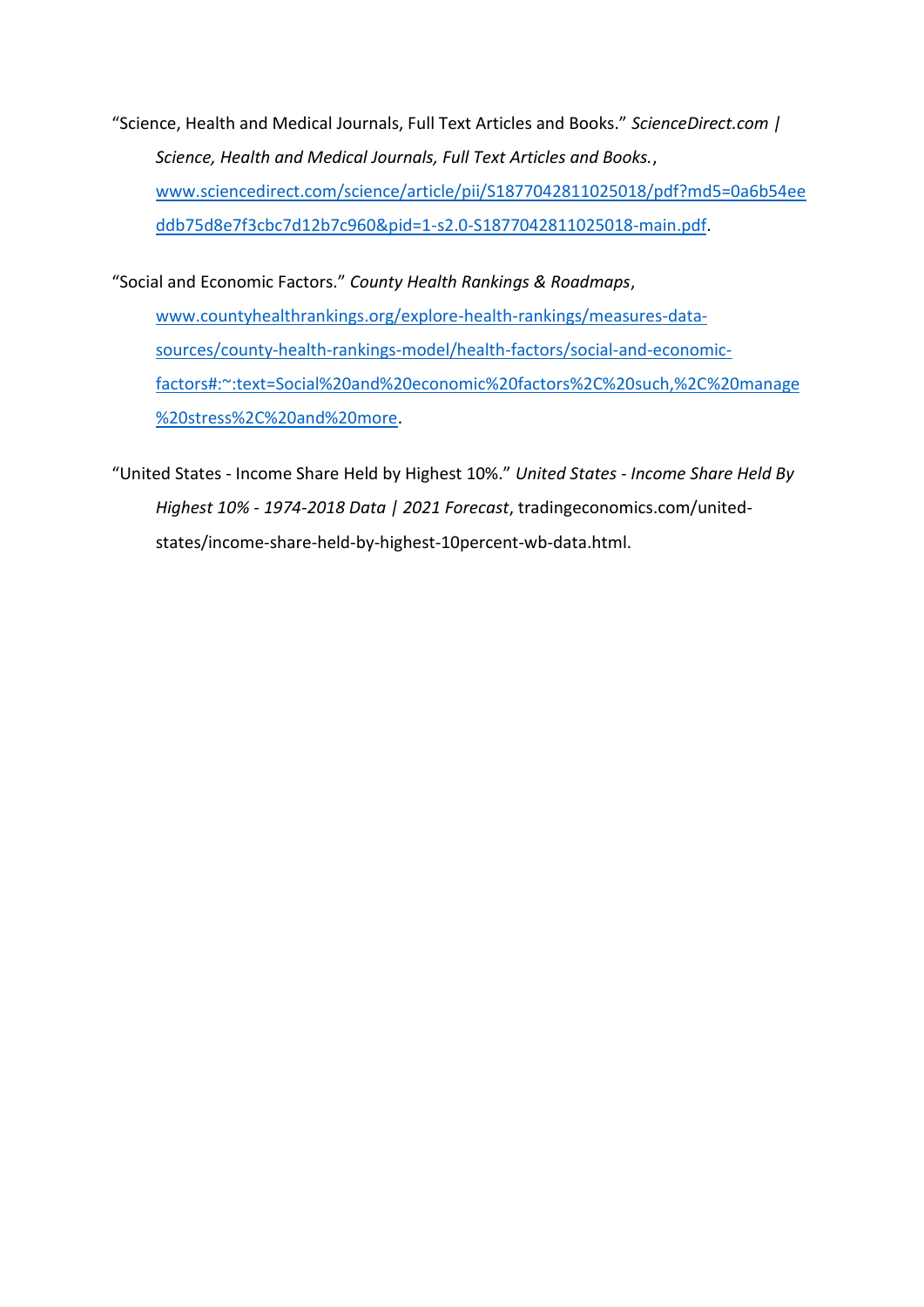"Science, Health and Medical Journals, Full Text Articles and Books." *ScienceDirect.com | Science, Health and Medical Journals, Full Text Articles and Books.*, www.sciencedirect.com/science/article/pii/S1877042811025018/pdf?md5=0a6b54eeddb75d8e7f3cbc7d12b7c960&pid=1-s2.0-S1877042811025018-main.pdf.

"Social and Economic Factors." *County Health Rankings & Roadmaps*, www.countyhealthrankings.org/explore-health-rankings/measures-data-sources/county-health-rankings-model/health-factors/social-and-economic-factors#:~:text=Social%20and%20economic%20factors%2C%20such,%2C%20manage%20stress%2C%20and%20more.

"United States - Income Share Held by Highest 10%." *United States - Income Share Held By Highest 10% - 1974-2018 Data | 2021 Forecast*, tradingeconomics.com/united-states/income-share-held-by-highest-10percent-wb-data.html.